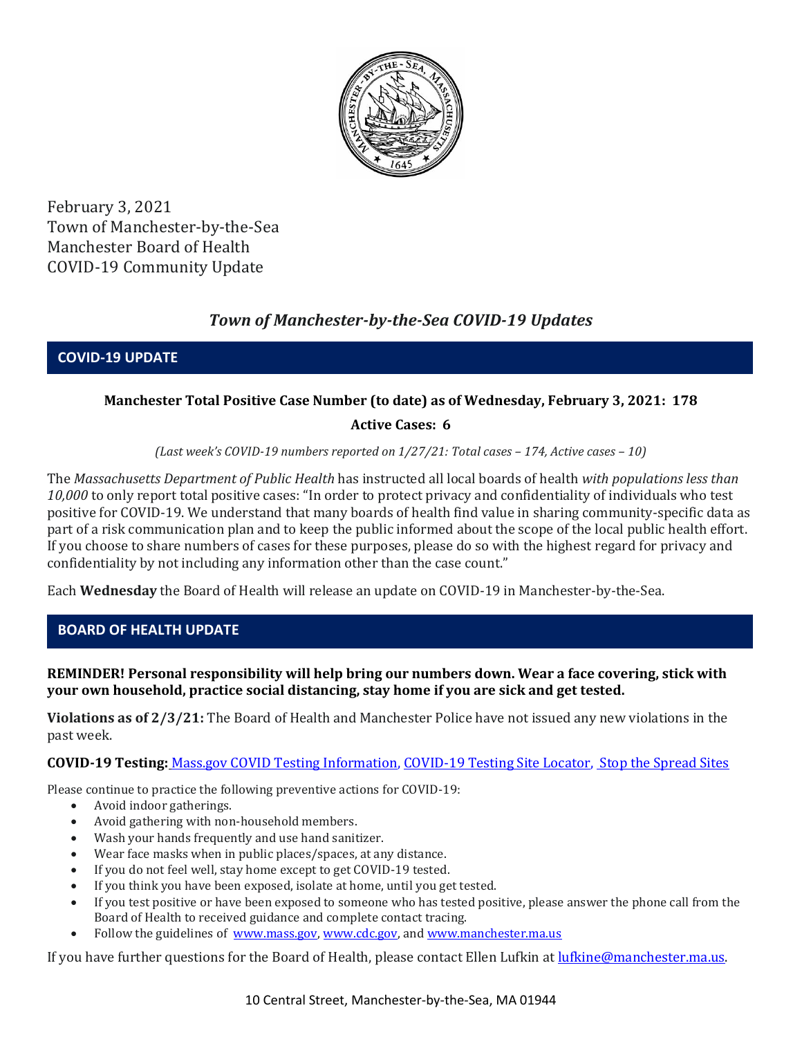February 3, 2021
Town of Manchester-by-the-Sea
Manchester Board of Health
COVID-19 Community Update

# *Town of Manchester-by-the-Sea COVID-19 Updates*

## COVID-19 UPDATE

**Manchester Total Positive Case Number (to date) as of Wednesday, February 3, 2021: 178**

**Active Cases: 6**

*(Last week's COVID-19 numbers reported on 1/27/21: Total cases – 174, Active cases – 10)*

The *Massachusetts Department of Public Health* has instructed all local boards of health *with populations less than 10,000* to only report total positive cases: "In order to protect privacy and confidentiality of individuals who test positive for COVID-19. We understand that many boards of health find value in sharing community-specific data as part of a risk communication plan and to keep the public informed about the scope of the local public health effort. If you choose to share numbers of cases for these purposes, please do so with the highest regard for privacy and confidentiality by not including any information other than the case count."

Each **Wednesday** the Board of Health will release an update on COVID-19 in Manchester-by-the-Sea.

## BOARD OF HEALTH UPDATE

**REMINDER! Personal responsibility will help bring our numbers down. Wear a face covering, stick with your own household, practice social distancing, stay home if you are sick and get tested.**

**Violations as of 2/3/21:** The Board of Health and Manchester Police have not issued any new violations in the past week.

**COVID-19 Testing:** Mass.gov COVID Testing Information, COVID-19 Testing Site Locator, Stop the Spread Sites

Please continue to practice the following preventive actions for COVID-19:

- Avoid indoor gatherings.
- Avoid gathering with non-household members.
- Wash your hands frequently and use hand sanitizer.
- Wear face masks when in public places/spaces, at any distance.
- If you do not feel well, stay home except to get COVID-19 tested.
- If you think you have been exposed, isolate at home, until you get tested.
- If you test positive or have been exposed to someone who has tested positive, please answer the phone call from the Board of Health to received guidance and complete contact tracing.
- Follow the guidelines of www.mass.gov, www.cdc.gov, and www.manchester.ma.us

If you have further questions for the Board of Health, please contact Ellen Lufkin at lufkine@manchester.ma.us.

10 Central Street, Manchester-by-the-Sea, MA 01944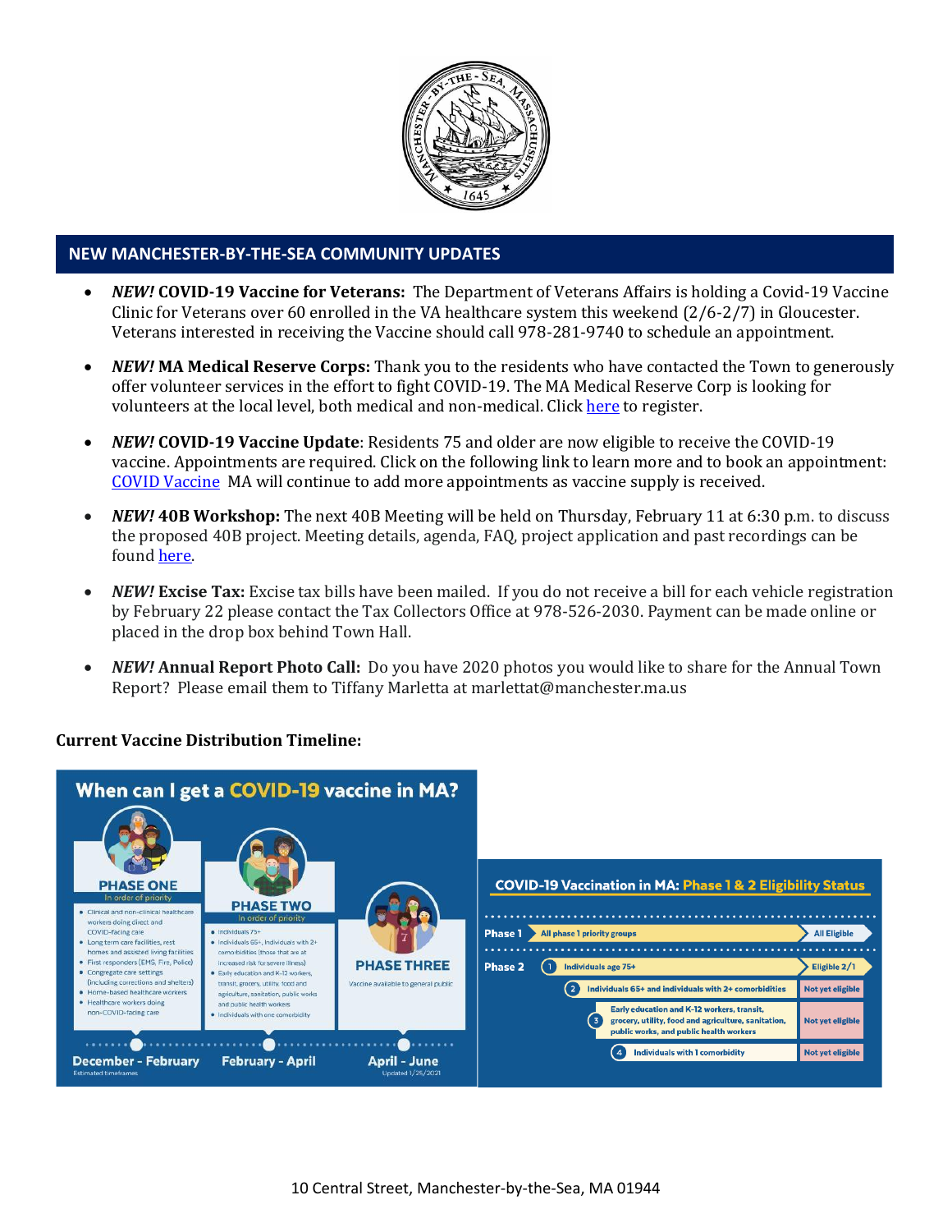## NEW MANCHESTER-BY-THE-SEA COMMUNITY UPDATES

- ***NEW!* COVID-19 Vaccine for Veterans:** The Department of Veterans Affairs is holding a Covid-19 Vaccine Clinic for Veterans over 60 enrolled in the VA healthcare system this weekend (2/6-2/7) in Gloucester. Veterans interested in receiving the Vaccine should call 978-281-9740 to schedule an appointment.
- ***NEW!* MA Medical Reserve Corps:** Thank you to the residents who have contacted the Town to generously offer volunteer services in the effort to fight COVID-19. The MA Medical Reserve Corp is looking for volunteers at the local level, both medical and non-medical. Click here to register.
- ***NEW!* COVID-19 Vaccine Update**: Residents 75 and older are now eligible to receive the COVID-19 vaccine. Appointments are required. Click on the following link to learn more and to book an appointment: COVID Vaccine MA will continue to add more appointments as vaccine supply is received.
- ***NEW!* 40B Workshop:** The next 40B Meeting will be held on Thursday, February 11 at 6:30 p.m. to discuss the proposed 40B project. Meeting details, agenda, FAQ, project application and past recordings can be found here.
- ***NEW!* Excise Tax:** Excise tax bills have been mailed. If you do not receive a bill for each vehicle registration by February 22 please contact the Tax Collectors Office at 978-526-2030. Payment can be made online or placed in the drop box behind Town Hall.
- ***NEW!* Annual Report Photo Call:** Do you have 2020 photos you would like to share for the Annual Town Report? Please email them to Tiffany Marletta at marlettat@manchester.ma.us

**Current Vaccine Distribution Timeline:**

### When can I get a COVID-19 vaccine in MA?

**PHASE ONE** (In order of priority) — December - February
- Clinical and non-clinical healthcare workers doing direct and COVID-facing care
- Long term care facilities, rest homes and assisted living facilities
- First responders (EMS, Fire, Police)
- Congregate care settings (including corrections and shelters)
- Home-based healthcare workers
- Healthcare workers doing non-COVID-facing care

**PHASE TWO** (In order of priority) — February - April
- Individuals 75+
- Individuals 65+, Individuals with 2+ comorbidities (those that are at increased risk for severe illness)
- Early education and K-12 workers, transit, grocery, utility, food and agriculture, sanitation, public works and public health workers
- Individuals with one comorbidity

**PHASE THREE** — April - June
- Vaccine available to general public

Estimated timeframes. Updated 1/25/2021

### COVID-19 Vaccination in MA: Phase 1 & 2 Eligibility Status

| Phase | Group | Status |
|---|---|---|
| Phase 1 | All phase 1 priority groups | All Eligible |
| Phase 2 | 1 Individuals age 75+ | Eligible 2/1 |
| | 2 Individuals 65+ and individuals with 2+ comorbidities | Not yet eligible |
| | 3 Early education and K-12 workers, transit, grocery, utility, food and agriculture, sanitation, public works, and public health workers | Not yet eligible |
| | 4 Individuals with 1 comorbidity | Not yet eligible |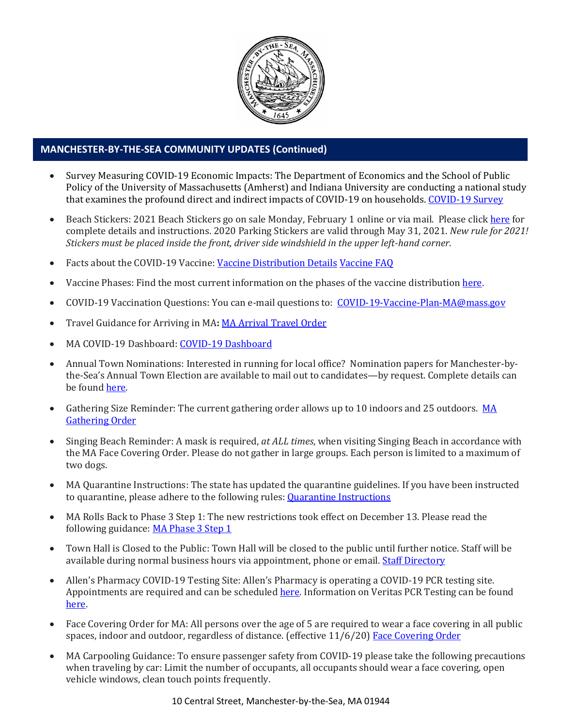## MANCHESTER-BY-THE-SEA COMMUNITY UPDATES (Continued)

- Survey Measuring COVID-19 Economic Impacts: The Department of Economics and the School of Public Policy of the University of Massachusetts (Amherst) and Indiana University are conducting a national study that examines the profound direct and indirect impacts of COVID-19 on households. COVID-19 Survey
- Beach Stickers: 2021 Beach Stickers go on sale Monday, February 1 online or via mail. Please click here for complete details and instructions. 2020 Parking Stickers are valid through May 31, 2021. *New rule for 2021! Stickers must be placed inside the front, driver side windshield in the upper left-hand corner.*
- Facts about the COVID-19 Vaccine: Vaccine Distribution Details Vaccine FAQ
- Vaccine Phases: Find the most current information on the phases of the vaccine distribution here.
- COVID-19 Vaccination Questions: You can e-mail questions to: COVID-19-Vaccine-Plan-MA@mass.gov
- Travel Guidance for Arriving in MA**:** MA Arrival Travel Order
- MA COVID-19 Dashboard: COVID-19 Dashboard
- Annual Town Nominations: Interested in running for local office? Nomination papers for Manchester-by-the-Sea's Annual Town Election are available to mail out to candidates—by request. Complete details can be found here.
- Gathering Size Reminder: The current gathering order allows up to 10 indoors and 25 outdoors. MA Gathering Order
- Singing Beach Reminder: A mask is required, *at ALL times*, when visiting Singing Beach in accordance with the MA Face Covering Order. Please do not gather in large groups. Each person is limited to a maximum of two dogs.
- MA Quarantine Instructions: The state has updated the quarantine guidelines. If you have been instructed to quarantine, please adhere to the following rules: Quarantine Instructions
- MA Rolls Back to Phase 3 Step 1: The new restrictions took effect on December 13. Please read the following guidance: MA Phase 3 Step 1
- Town Hall is Closed to the Public: Town Hall will be closed to the public until further notice. Staff will be available during normal business hours via appointment, phone or email. Staff Directory
- Allen's Pharmacy COVID-19 Testing Site: Allen's Pharmacy is operating a COVID-19 PCR testing site. Appointments are required and can be scheduled here. Information on Veritas PCR Testing can be found here.
- Face Covering Order for MA: All persons over the age of 5 are required to wear a face covering in all public spaces, indoor and outdoor, regardless of distance. (effective 11/6/20) Face Covering Order
- MA Carpooling Guidance: To ensure passenger safety from COVID-19 please take the following precautions when traveling by car: Limit the number of occupants, all occupants should wear a face covering, open vehicle windows, clean touch points frequently.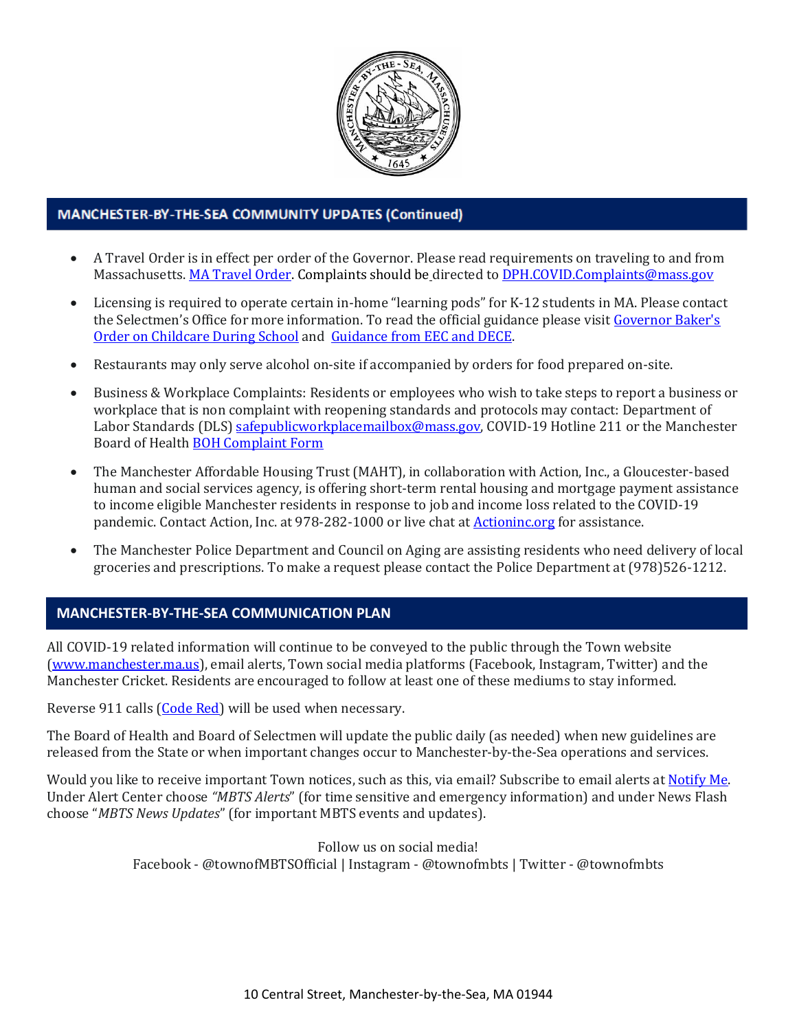## MANCHESTER-BY-THE-SEA COMMUNITY UPDATES (Continued)

- A Travel Order is in effect per order of the Governor. Please read requirements on traveling to and from Massachusetts. MA Travel Order. Complaints should be directed to DPH.COVID.Complaints@mass.gov
- Licensing is required to operate certain in-home "learning pods" for K-12 students in MA. Please contact the Selectmen's Office for more information. To read the official guidance please visit Governor Baker's Order on Childcare During School and Guidance from EEC and DECE.
- Restaurants may only serve alcohol on-site if accompanied by orders for food prepared on-site.
- Business & Workplace Complaints: Residents or employees who wish to take steps to report a business or workplace that is non complaint with reopening standards and protocols may contact: Department of Labor Standards (DLS) safepublicworkplacemailbox@mass.gov, COVID-19 Hotline 211 or the Manchester Board of Health BOH Complaint Form
- The Manchester Affordable Housing Trust (MAHT), in collaboration with Action, Inc., a Gloucester-based human and social services agency, is offering short-term rental housing and mortgage payment assistance to income eligible Manchester residents in response to job and income loss related to the COVID-19 pandemic. Contact Action, Inc. at 978-282-1000 or live chat at Actioninc.org for assistance.
- The Manchester Police Department and Council on Aging are assisting residents who need delivery of local groceries and prescriptions. To make a request please contact the Police Department at (978)526-1212.

## MANCHESTER-BY-THE-SEA COMMUNICATION PLAN

All COVID-19 related information will continue to be conveyed to the public through the Town website (www.manchester.ma.us), email alerts, Town social media platforms (Facebook, Instagram, Twitter) and the Manchester Cricket. Residents are encouraged to follow at least one of these mediums to stay informed.

Reverse 911 calls (Code Red) will be used when necessary.

The Board of Health and Board of Selectmen will update the public daily (as needed) when new guidelines are released from the State or when important changes occur to Manchester-by-the-Sea operations and services.

Would you like to receive important Town notices, such as this, via email? Subscribe to email alerts at Notify Me. Under Alert Center choose *"MBTS Alerts*" (for time sensitive and emergency information) and under News Flash choose "*MBTS News Updates*" (for important MBTS events and updates).

Follow us on social media!
Facebook - @townofMBTSOfficial | Instagram - @townofmbts | Twitter - @townofmbts

10 Central Street, Manchester-by-the-Sea, MA 01944